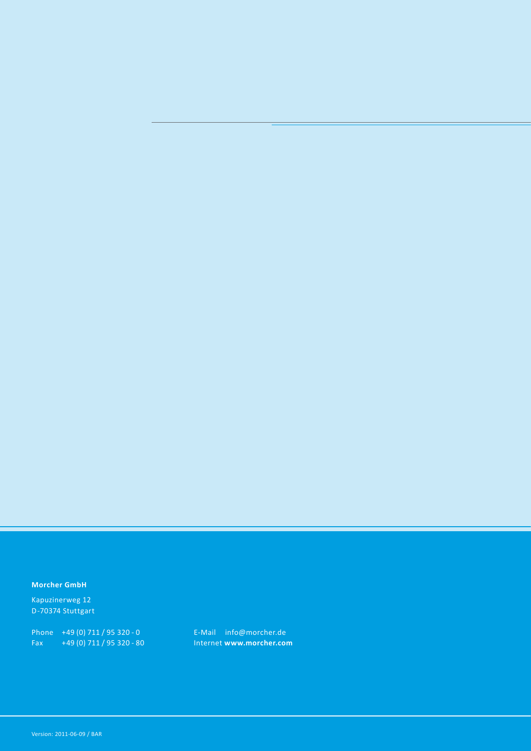**Morcher GmbH**

Kapuzinerweg 12
D-70374 Stuttgart

Phone +49 (0) 711 / 95 320 - 0
Fax +49 (0) 711 / 95 320 - 80

E-Mail info@morcher.de
Internet **www.morcher.com**

Version: 2011-06-09 / BAR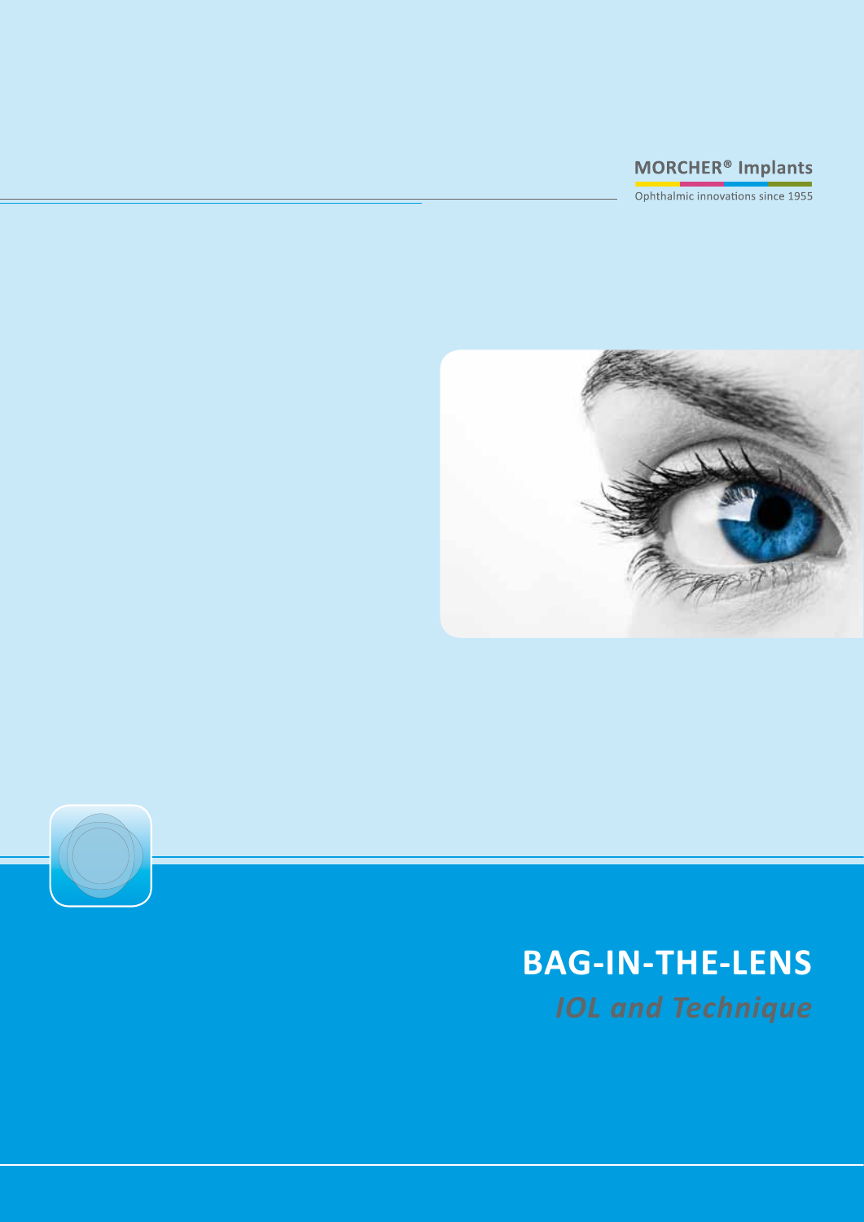**MORCHER® Implants**

Ophthalmic innovations since 1955

# BAG-IN-THE-LENS

## *IOL and Technique*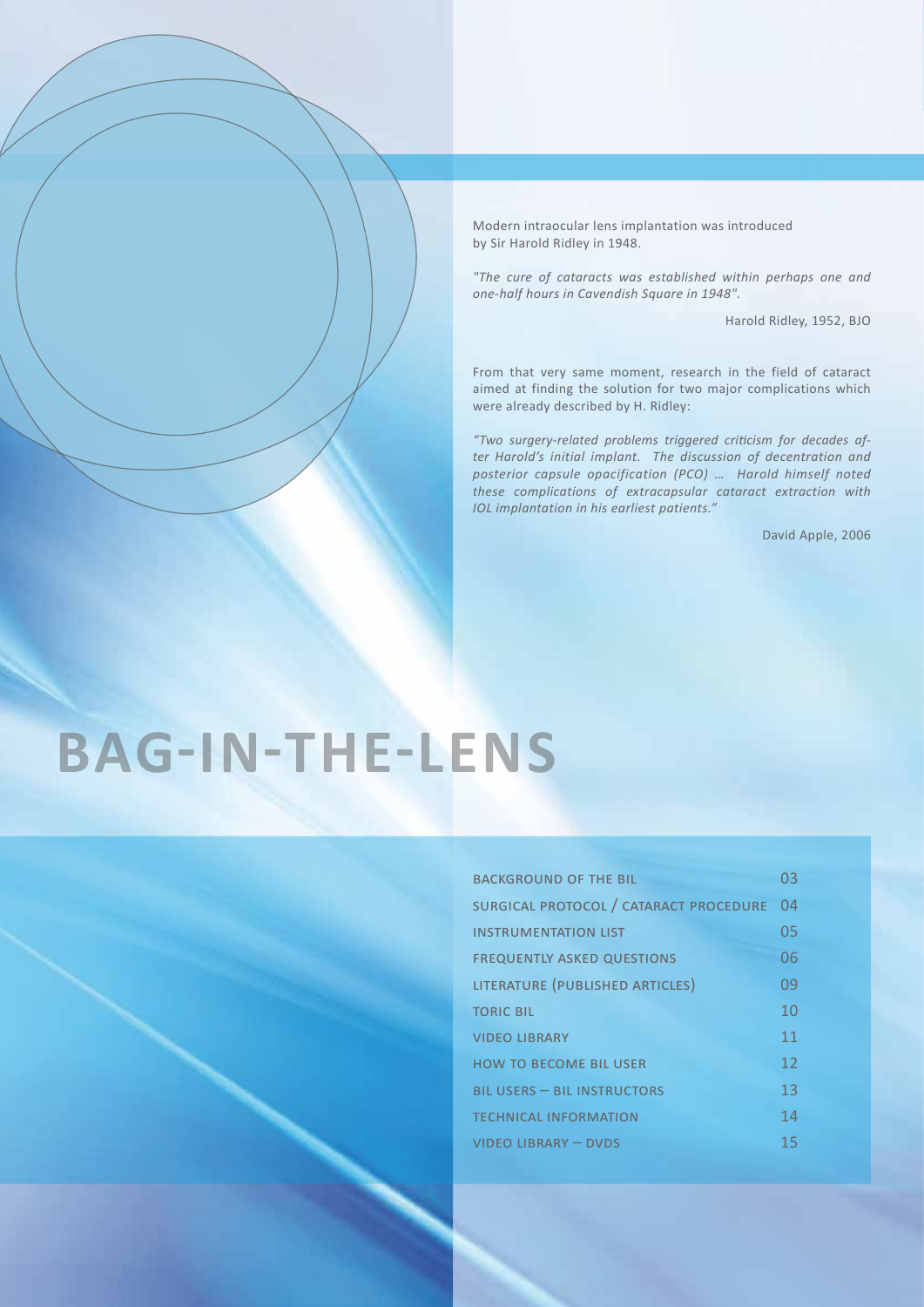Modern intraocular lens implantation was introduced by Sir Harold Ridley in 1948.

*"The cure of cataracts was established within perhaps one and one-half hours in Cavendish Square in 1948".*

Harold Ridley, 1952, BJO

From that very same moment, research in the field of cataract aimed at finding the solution for two major complications which were already described by H. Ridley:

*"Two surgery-related problems triggered criticism for decades after Harold's initial implant. The discussion of decentration and posterior capsule opacification (PCO) … Harold himself noted these complications of extracapsular cataract extraction with IOL implantation in his earliest patients."*

David Apple, 2006

# BAG-IN-THE-LENS

| | |
|---|---|
| BACKGROUND OF THE BIL | 03 |
| SURGICAL PROTOCOL / CATARACT PROCEDURE | 04 |
| INSTRUMENTATION LIST | 05 |
| FREQUENTLY ASKED QUESTIONS | 06 |
| LITERATURE (PUBLISHED ARTICLES) | 09 |
| TORIC BIL | 10 |
| VIDEO LIBRARY | 11 |
| HOW TO BECOME BIL USER | 12 |
| BIL USERS – BIL INSTRUCTORS | 13 |
| TECHNICAL INFORMATION | 14 |
| VIDEO LIBRARY – DVDS | 15 |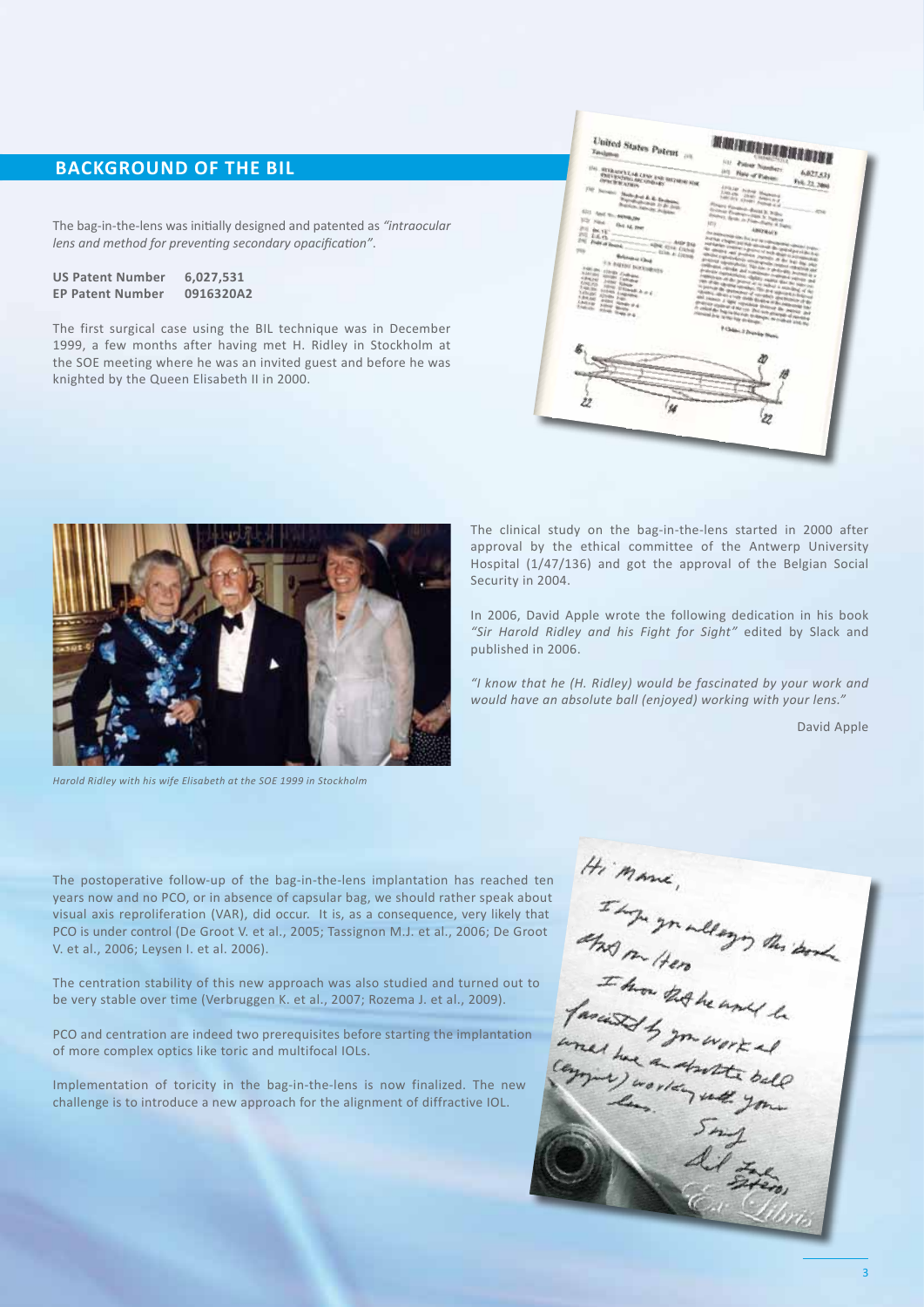## BACKGROUND OF THE BIL

The bag-in-the-lens was initially designed and patented as *"intraocular lens and method for preventing secondary opacification"*.

**US Patent Number** **6,027,531**
**EP Patent Number** **0916320A2**

The first surgical case using the BIL technique was in December 1999, a few months after having met H. Ridley in Stockholm at the SOE meeting where he was an invited guest and before he was knighted by the Queen Elisabeth II in 2000.

*Harold Ridley with his wife Elisabeth at the SOE 1999 in Stockholm*

The clinical study on the bag-in-the-lens started in 2000 after approval by the ethical committee of the Antwerp University Hospital (1/47/136) and got the approval of the Belgian Social Security in 2004.

In 2006, David Apple wrote the following dedication in his book *"Sir Harold Ridley and his Fight for Sight"* edited by Slack and published in 2006.

*"I know that he (H. Ridley) would be fascinated by your work and would have an absolute ball (enjoyed) working with your lens."*

David Apple

The postoperative follow-up of the bag-in-the-lens implantation has reached ten years now and no PCO, or in absence of capsular bag, we should rather speak about visual axis reproliferation (VAR), did occur. It is, as a consequence, very likely that PCO is under control (De Groot V. et al., 2005; Tassignon M.J. et al., 2006; De Groot V. et al., 2006; Leysen I. et al. 2006).

The centration stability of this new approach was also studied and turned out to be very stable over time (Verbruggen K. et al., 2007; Rozema J. et al., 2009).

PCO and centration are indeed two prerequisites before starting the implantation of more complex optics like toric and multifocal IOLs.

Implementation of toricity in the bag-in-the-lens is now finalized. The new challenge is to introduce a new approach for the alignment of diffractive IOL.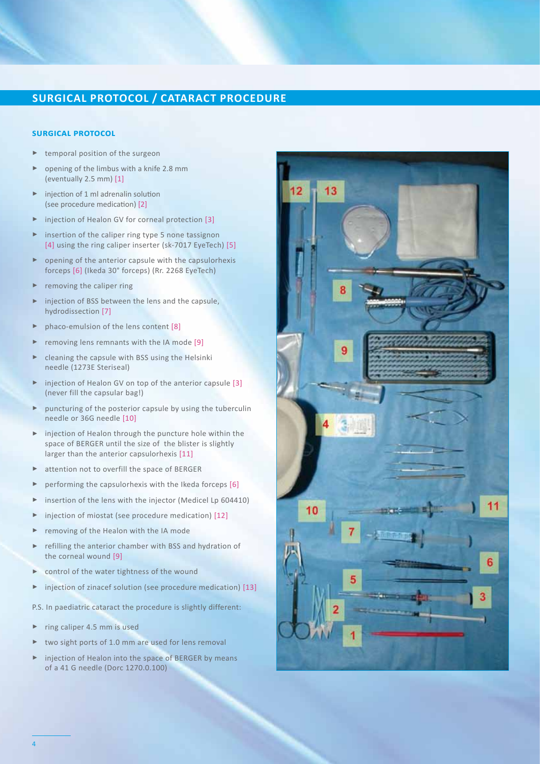## SURGICAL PROTOCOL / CATARACT PROCEDURE

### SURGICAL PROTOCOL

- temporal position of the surgeon
- opening of the limbus with a knife 2.8 mm (eventually 2.5 mm) [1]
- injection of 1 ml adrenalin solution (see procedure medication) [2]
- injection of Healon GV for corneal protection [3]
- insertion of the caliper ring type 5 none tassignon [4] using the ring caliper inserter (sk-7017 EyeTech) [5]
- opening of the anterior capsule with the capsulorhexis forceps [6] (Ikeda 30° forceps) (Rr. 2268 EyeTech)
- removing the caliper ring
- injection of BSS between the lens and the capsule, hydrodissection [7]
- phaco-emulsion of the lens content [8]
- removing lens remnants with the IA mode [9]
- cleaning the capsule with BSS using the Helsinki needle (1273E Steriseal)
- injection of Healon GV on top of the anterior capsule [3] (never fill the capsular bag!)
- puncturing of the posterior capsule by using the tuberculin needle or 36G needle [10]
- injection of Healon through the puncture hole within the space of BERGER until the size of the blister is slightly larger than the anterior capsulorhexis [11]
- attention not to overfill the space of BERGER
- performing the capsulorhexis with the Ikeda forceps [6]
- insertion of the lens with the injector (Medicel Lp 604410)
- injection of miostat (see procedure medication) [12]
- removing of the Healon with the IA mode
- refilling the anterior chamber with BSS and hydration of the corneal wound [9]
- control of the water tightness of the wound
- injection of zinacef solution (see procedure medication) [13]

P.S. In paediatric cataract the procedure is slightly different:

- ring caliper 4.5 mm is used
- two sight ports of 1.0 mm are used for lens removal
- injection of Healon into the space of BERGER by means of a 41 G needle (Dorc 1270.0.100)

12
13
8
9
4
10
11
7
6
5
3
2
1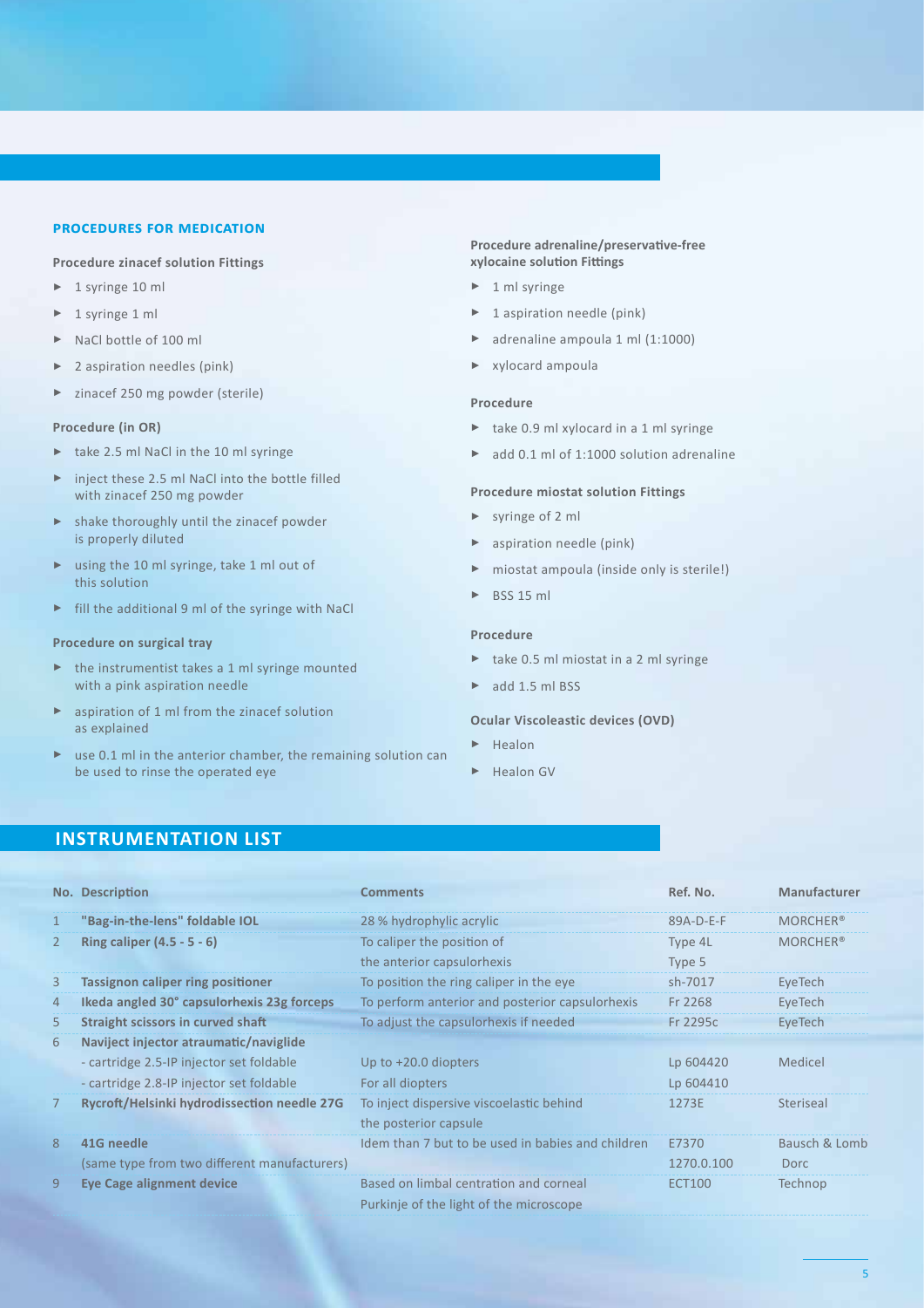## PROCEDURES FOR MEDICATION

### Procedure zinacef solution Fittings

- 1 syringe 10 ml
- 1 syringe 1 ml
- NaCl bottle of 100 ml
- 2 aspiration needles (pink)
- zinacef 250 mg powder (sterile)

### Procedure (in OR)

- take 2.5 ml NaCl in the 10 ml syringe
- inject these 2.5 ml NaCl into the bottle filled with zinacef 250 mg powder
- shake thoroughly until the zinacef powder is properly diluted
- using the 10 ml syringe, take 1 ml out of this solution
- fill the additional 9 ml of the syringe with NaCl

### Procedure on surgical tray

- the instrumentist takes a 1 ml syringe mounted with a pink aspiration needle
- aspiration of 1 ml from the zinacef solution as explained
- use 0.1 ml in the anterior chamber, the remaining solution can be used to rinse the operated eye

### Procedure adrenaline/preservative-free xylocaine solution Fittings

- 1 ml syringe
- 1 aspiration needle (pink)
- adrenaline ampoula 1 ml (1:1000)
- xylocard ampoula

### Procedure

- take 0.9 ml xylocard in a 1 ml syringe
- add 0.1 ml of 1:1000 solution adrenaline

### Procedure miostat solution Fittings

- syringe of 2 ml
- aspiration needle (pink)
- miostat ampoula (inside only is sterile!)
- BSS 15 ml

### Procedure

- take 0.5 ml miostat in a 2 ml syringe
- add 1.5 ml BSS

### Ocular Viscoleastic devices (OVD)

- Healon
- Healon GV

## INSTRUMENTATION LIST

| No. | Description | Comments | Ref. No. | Manufacturer |
|---|---|---|---|---|
| 1 | **"Bag-in-the-lens" foldable IOL** | 28 % hydrophylic acrylic | 89A-D-E-F | MORCHER® |
| 2 | **Ring caliper (4.5 - 5 - 6)** | To caliper the position of the anterior capsulorhexis | Type 4L<br>Type 5 | MORCHER® |
| 3 | **Tassignon caliper ring positioner** | To position the ring caliper in the eye | sh-7017 | EyeTech |
| 4 | **Ikeda angled 30° capsulorhexis 23g forceps** | To perform anterior and posterior capsulorhexis | Fr 2268 | EyeTech |
| 5 | **Straight scissors in curved shaft** | To adjust the capsulorhexis if needed | Fr 2295c | EyeTech |
| 6 | **Naviject injector atraumatic/naviglide**<br>- cartridge 2.5-IP injector set foldable<br>- cartridge 2.8-IP injector set foldable | <br>Up to +20.0 diopters<br>For all diopters | <br>Lp 604420<br>Lp 604410 | <br>Medicel |
| 7 | **Rycroft/Helsinki hydrodissection needle 27G** | To inject dispersive viscoelastic behind the posterior capsule | 1273E | Steriseal |
| 8 | **41G needle**<br>(same type from two different manufacturers) | Idem than 7 but to be used in babies and children | E7370<br>1270.0.100 | Bausch & Lomb<br>Dorc |
| 9 | **Eye Cage alignment device** | Based on limbal centration and corneal Purkinje of the light of the microscope | ECT100 | Technop |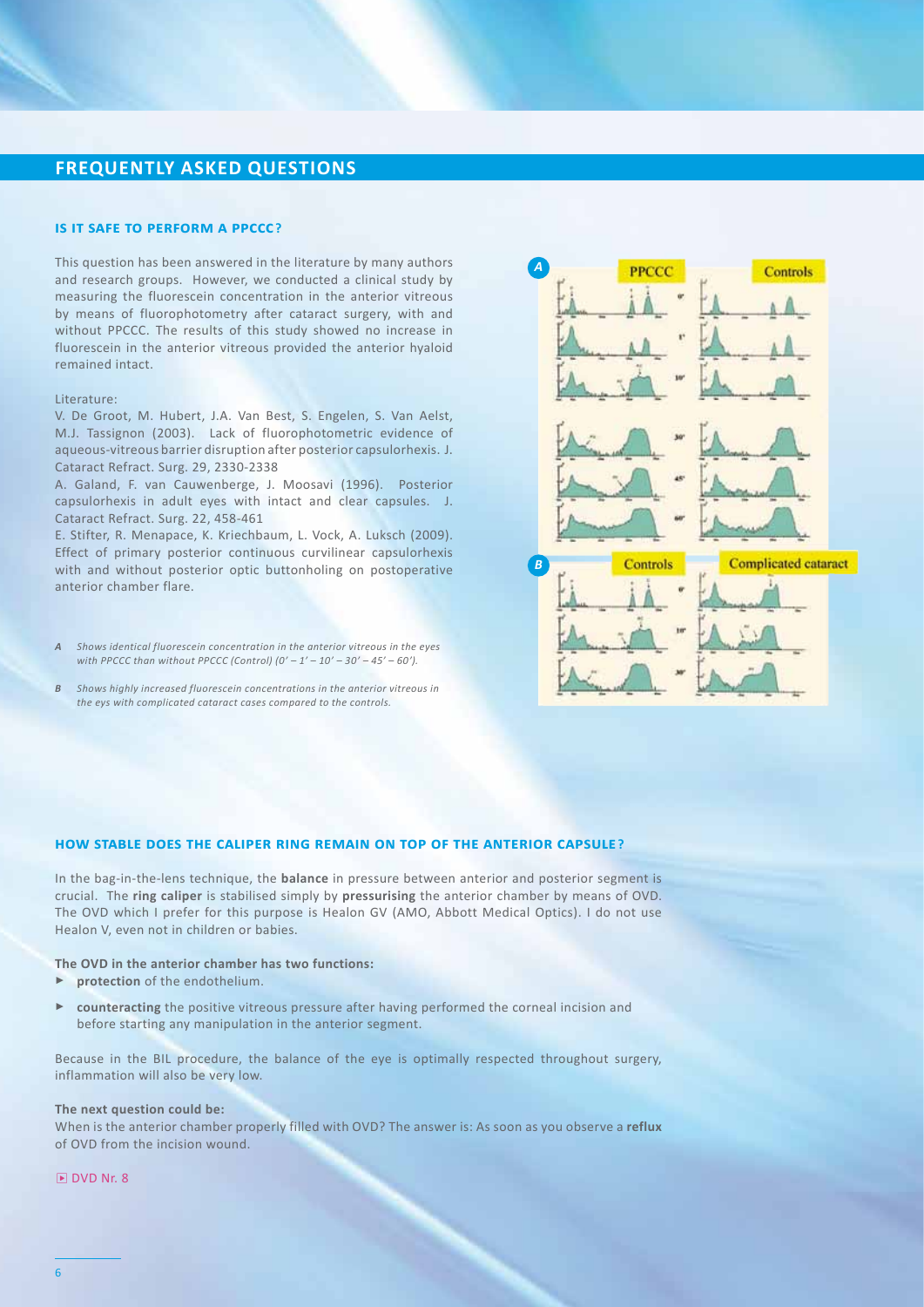## FREQUENTLY ASKED QUESTIONS

### IS IT SAFE TO PERFORM A PPCCC?

This question has been answered in the literature by many authors and research groups. However, we conducted a clinical study by measuring the fluorescein concentration in the anterior vitreous by means of fluorophotometry after cataract surgery, with and without PPCCC. The results of this study showed no increase in fluorescein in the anterior vitreous provided the anterior hyaloid remained intact.

Literature:

V. De Groot, M. Hubert, J.A. Van Best, S. Engelen, S. Van Aelst, M.J. Tassignon (2003). Lack of fluorophotometric evidence of aqueous-vitreous barrier disruption after posterior capsulorhexis. J. Cataract Refract. Surg. 29, 2330-2338

A. Galand, F. van Cauwenberge, J. Moosavi (1996). Posterior capsulorhexis in adult eyes with intact and clear capsules. J. Cataract Refract. Surg. 22, 458-461

E. Stifter, R. Menapace, K. Kriechbaum, L. Vock, A. Luksch (2009). Effect of primary posterior continuous curvilinear capsulorhexis with and without posterior optic buttonholing on postoperative anterior chamber flare.

A PPCCC Controls

B Controls Complicated cataract

*A Shows identical fluorescein concentration in the anterior vitreous in the eyes with PPCCC than without PPCCC (Control) (0' – 1' – 10' – 30' – 45' – 60').*

*B Shows highly increased fluorescein concentrations in the anterior vitreous in the eys with complicated cataract cases compared to the controls.*

### HOW STABLE DOES THE CALIPER RING REMAIN ON TOP OF THE ANTERIOR CAPSULE?

In the bag-in-the-lens technique, the **balance** in pressure between anterior and posterior segment is crucial. The **ring caliper** is stabilised simply by **pressurising** the anterior chamber by means of OVD. The OVD which I prefer for this purpose is Healon GV (AMO, Abbott Medical Optics). I do not use Healon V, even not in children or babies.

**The OVD in the anterior chamber has two functions:**

- **protection** of the endothelium.
- **counteracting** the positive vitreous pressure after having performed the corneal incision and before starting any manipulation in the anterior segment.

Because in the BIL procedure, the balance of the eye is optimally respected throughout surgery, inflammation will also be very low.

**The next question could be:**

When is the anterior chamber properly filled with OVD? The answer is: As soon as you observe a **reflux** of OVD from the incision wound.

DVD Nr. 8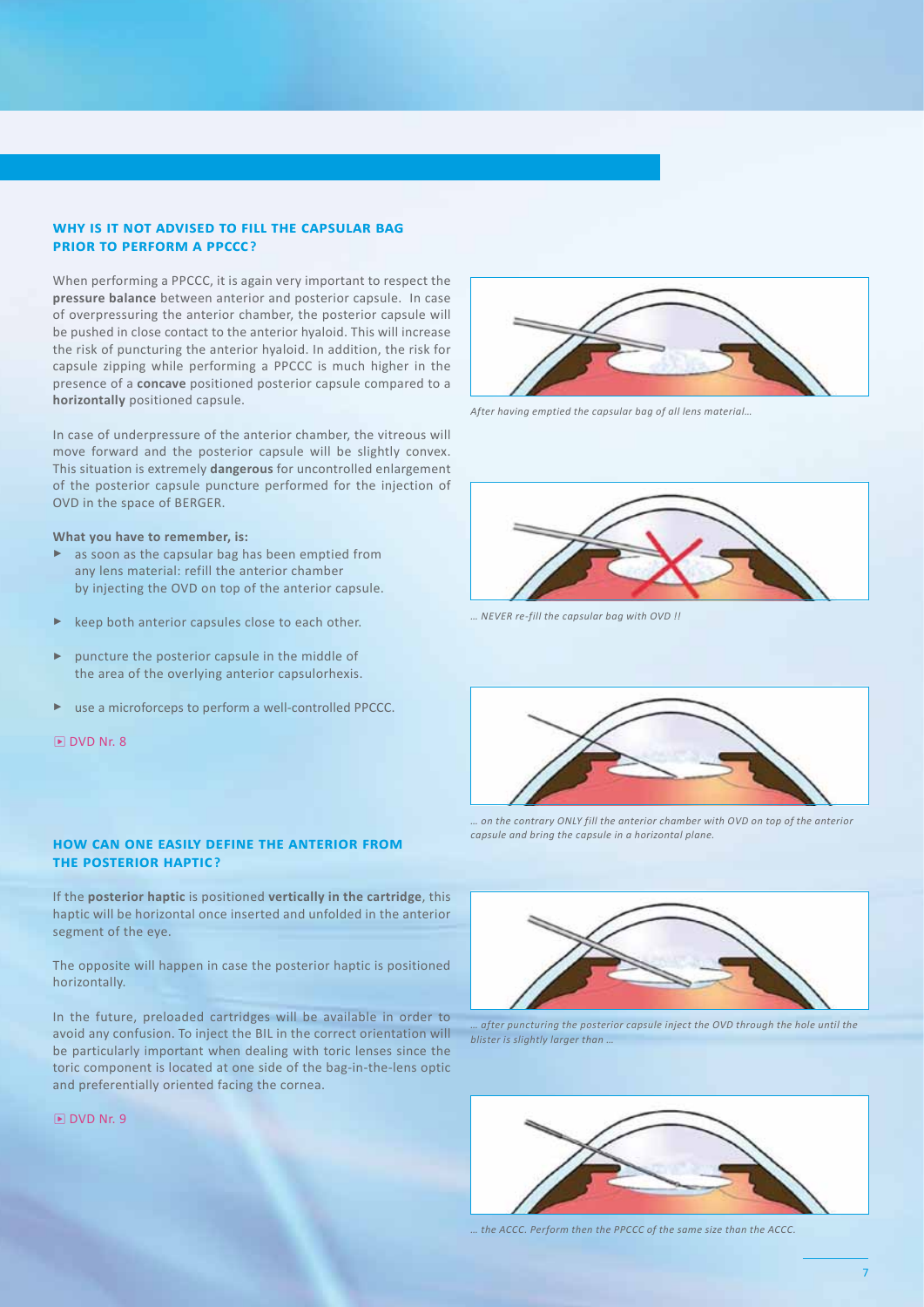## WHY IS IT NOT ADVISED TO FILL THE CAPSULAR BAG PRIOR TO PERFORM A PPCCC?

When performing a PPCCC, it is again very important to respect the **pressure balance** between anterior and posterior capsule. In case of overpressuring the anterior chamber, the posterior capsule will be pushed in close contact to the anterior hyaloid. This will increase the risk of puncturing the anterior hyaloid. In addition, the risk for capsule zipping while performing a PPCCC is much higher in the presence of a **concave** positioned posterior capsule compared to a **horizontally** positioned capsule.

In case of underpressure of the anterior chamber, the vitreous will move forward and the posterior capsule will be slightly convex. This situation is extremely **dangerous** for uncontrolled enlargement of the posterior capsule puncture performed for the injection of OVD in the space of BERGER.

**What you have to remember, is:**

- as soon as the capsular bag has been emptied from any lens material: refill the anterior chamber by injecting the OVD on top of the anterior capsule.
- keep both anterior capsules close to each other.
- puncture the posterior capsule in the middle of the area of the overlying anterior capsulorhexis.
- use a microforceps to perform a well-controlled PPCCC.

DVD Nr. 8

*After having emptied the capsular bag of all lens material…*

*… NEVER re-fill the capsular bag with OVD !!*

*… on the contrary ONLY fill the anterior chamber with OVD on top of the anterior capsule and bring the capsule in a horizontal plane.*

*… after puncturing the posterior capsule inject the OVD through the hole until the blister is slightly larger than …*

*… the ACCC. Perform then the PPCCC of the same size than the ACCC.*

## HOW CAN ONE EASILY DEFINE THE ANTERIOR FROM THE POSTERIOR HAPTIC?

If the **posterior haptic** is positioned **vertically in the cartridge**, this haptic will be horizontal once inserted and unfolded in the anterior segment of the eye.

The opposite will happen in case the posterior haptic is positioned horizontally.

In the future, preloaded cartridges will be available in order to avoid any confusion. To inject the BIL in the correct orientation will be particularly important when dealing with toric lenses since the toric component is located at one side of the bag-in-the-lens optic and preferentially oriented facing the cornea.

DVD Nr. 9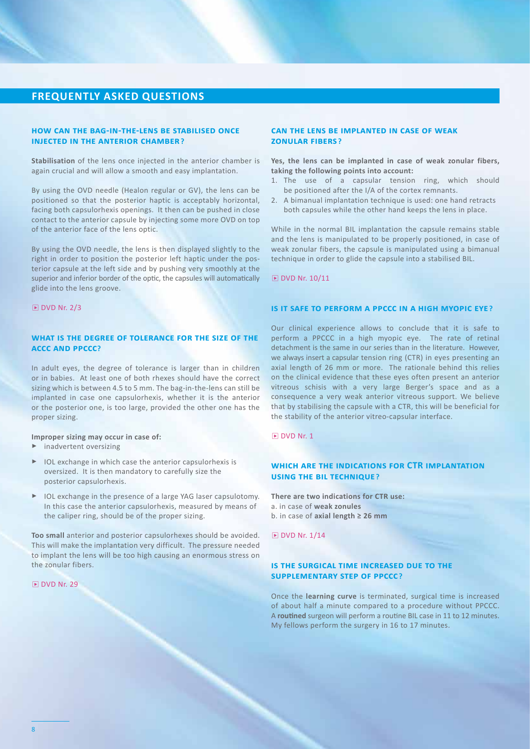## FREQUENTLY ASKED QUESTIONS

### HOW CAN THE BAG-IN-THE-LENS BE STABILISED ONCE INJECTED IN THE ANTERIOR CHAMBER?

**Stabilisation** of the lens once injected in the anterior chamber is again crucial and will allow a smooth and easy implantation.

By using the OVD needle (Healon regular or GV), the lens can be positioned so that the posterior haptic is acceptably horizontal, facing both capsulorhexis openings. It then can be pushed in close contact to the anterior capsule by injecting some more OVD on top of the anterior face of the lens optic.

By using the OVD needle, the lens is then displayed slightly to the right in order to position the posterior left haptic under the posterior capsule at the left side and by pushing very smoothly at the superior and inferior border of the optic, the capsules will automatically glide into the lens groove.

DVD Nr. 2/3

### WHAT IS THE DEGREE OF TOLERANCE FOR THE SIZE OF THE ACCC AND PPCCC?

In adult eyes, the degree of tolerance is larger than in children or in babies. At least one of both rhexes should have the correct sizing which is between 4.5 to 5 mm. The bag-in-the-lens can still be implanted in case one capsulorhexis, whether it is the anterior or the posterior one, is too large, provided the other one has the proper sizing.

**Improper sizing may occur in case of:**

- inadvertent oversizing
- IOL exchange in which case the anterior capsulorhexis is oversized. It is then mandatory to carefully size the posterior capsulorhexis.
- IOL exchange in the presence of a large YAG laser capsulotomy. In this case the anterior capsulorhexis, measured by means of the caliper ring, should be of the proper sizing.

**Too small** anterior and posterior capsulorhexes should be avoided. This will make the implantation very difficult. The pressure needed to implant the lens will be too high causing an enormous stress on the zonular fibers.

DVD Nr. 29

### CAN THE LENS BE IMPLANTED IN CASE OF WEAK ZONULAR FIBERS?

**Yes, the lens can be implanted in case of weak zonular fibers, taking the following points into account:**

1. The use of a capsular tension ring, which should be positioned after the I/A of the cortex remnants.
2. A bimanual implantation technique is used: one hand retracts both capsules while the other hand keeps the lens in place.

While in the normal BIL implantation the capsule remains stable and the lens is manipulated to be properly positioned, in case of weak zonular fibers, the capsule is manipulated using a bimanual technique in order to glide the capsule into a stabilised BIL.

DVD Nr. 10/11

### IS IT SAFE TO PERFORM A PPCCC IN A HIGH MYOPIC EYE?

Our clinical experience allows to conclude that it is safe to perform a PPCCC in a high myopic eye. The rate of retinal detachment is the same in our series than in the literature. However, we always insert a capsular tension ring (CTR) in eyes presenting an axial length of 26 mm or more. The rationale behind this relies on the clinical evidence that these eyes often present an anterior vitreous schisis with a very large Berger's space and as a consequence a very weak anterior vitreous support. We believe that by stabilising the capsule with a CTR, this will be beneficial for the stability of the anterior vitreo-capsular interface.

DVD Nr. 1

### WHICH ARE THE INDICATIONS FOR CTR IMPLANTATION USING THE BIL TECHNIQUE?

**There are two indications for CTR use:**
a. in case of **weak zonules**
b. in case of **axial length ≥ 26 mm**

DVD Nr. 1/14

### IS THE SURGICAL TIME INCREASED DUE TO THE SUPPLEMENTARY STEP OF PPCCC?

Once the **learning curve** is terminated, surgical time is increased of about half a minute compared to a procedure without PPCCC. A **routined** surgeon will perform a routine BIL case in 11 to 12 minutes. My fellows perform the surgery in 16 to 17 minutes.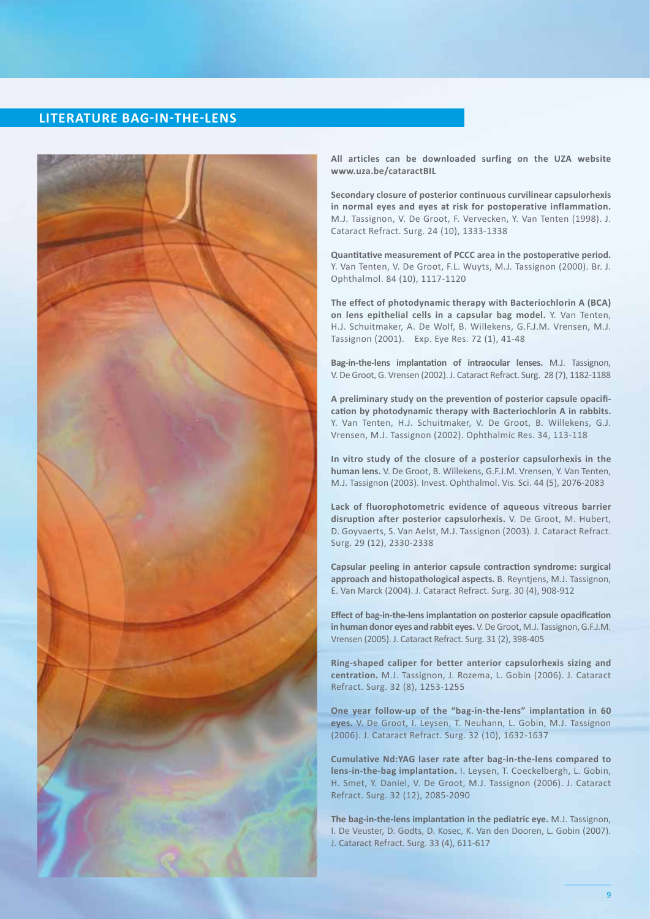## LITERATURE BAG-IN-THE-LENS

**All articles can be downloaded surfing on the UZA website www.uza.be/cataractBIL**

**Secondary closure of posterior continuous curvilinear capsulorhexis in normal eyes and eyes at risk for postoperative inflammation.** M.J. Tassignon, V. De Groot, F. Vervecken, Y. Van Tenten (1998). J. Cataract Refract. Surg. 24 (10), 1333-1338

**Quantitative measurement of PCCC area in the postoperative period.** Y. Van Tenten, V. De Groot, F.L. Wuyts, M.J. Tassignon (2000). Br. J. Ophthalmol. 84 (10), 1117-1120

**The effect of photodynamic therapy with Bacteriochlorin A (BCA) on lens epithelial cells in a capsular bag model.** Y. Van Tenten, H.J. Schuitmaker, A. De Wolf, B. Willekens, G.F.J.M. Vrensen, M.J. Tassignon (2001). Exp. Eye Res. 72 (1), 41-48

**Bag-in-the-lens implantation of intraocular lenses.** M.J. Tassignon, V. De Groot, G. Vrensen (2002). J. Cataract Refract. Surg. 28 (7), 1182-1188

**A preliminary study on the prevention of posterior capsule opacification by photodynamic therapy with Bacteriochlorin A in rabbits.** Y. Van Tenten, H.J. Schuitmaker, V. De Groot, B. Willekens, G.J. Vrensen, M.J. Tassignon (2002). Ophthalmic Res. 34, 113-118

**In vitro study of the closure of a posterior capsulorhexis in the human lens.** V. De Groot, B. Willekens, G.F.J.M. Vrensen, Y. Van Tenten, M.J. Tassignon (2003). Invest. Ophthalmol. Vis. Sci. 44 (5), 2076-2083

**Lack of fluorophotometric evidence of aqueous vitreous barrier disruption after posterior capsulorhexis.** V. De Groot, M. Hubert, D. Goyvaerts, S. Van Aelst, M.J. Tassignon (2003). J. Cataract Refract. Surg. 29 (12), 2330-2338

**Capsular peeling in anterior capsule contraction syndrome: surgical approach and histopathological aspects.** B. Reyntjens, M.J. Tassignon, E. Van Marck (2004). J. Cataract Refract. Surg. 30 (4), 908-912

**Effect of bag-in-the-lens implantation on posterior capsule opacification in human donor eyes and rabbit eyes.** V. De Groot, M.J. Tassignon, G.F.J.M. Vrensen (2005). J. Cataract Refract. Surg. 31 (2), 398-405

**Ring-shaped caliper for better anterior capsulorhexis sizing and centration.** M.J. Tassignon, J. Rozema, L. Gobin (2006). J. Cataract Refract. Surg. 32 (8), 1253-1255

**One year follow-up of the "bag-in-the-lens" implantation in 60 eyes.** V. De Groot, I. Leysen, T. Neuhann, L. Gobin, M.J. Tassignon (2006). J. Cataract Refract. Surg. 32 (10), 1632-1637

**Cumulative Nd:YAG laser rate after bag-in-the-lens compared to lens-in-the-bag implantation.** I. Leysen, T. Coeckelbergh, L. Gobin, H. Smet, Y. Daniel, V. De Groot, M.J. Tassignon (2006). J. Cataract Refract. Surg. 32 (12), 2085-2090

**The bag-in-the-lens implantation in the pediatric eye.** M.J. Tassignon, I. De Veuster, D. Godts, D. Kosec, K. Van den Dooren, L. Gobin (2007). J. Cataract Refract. Surg. 33 (4), 611-617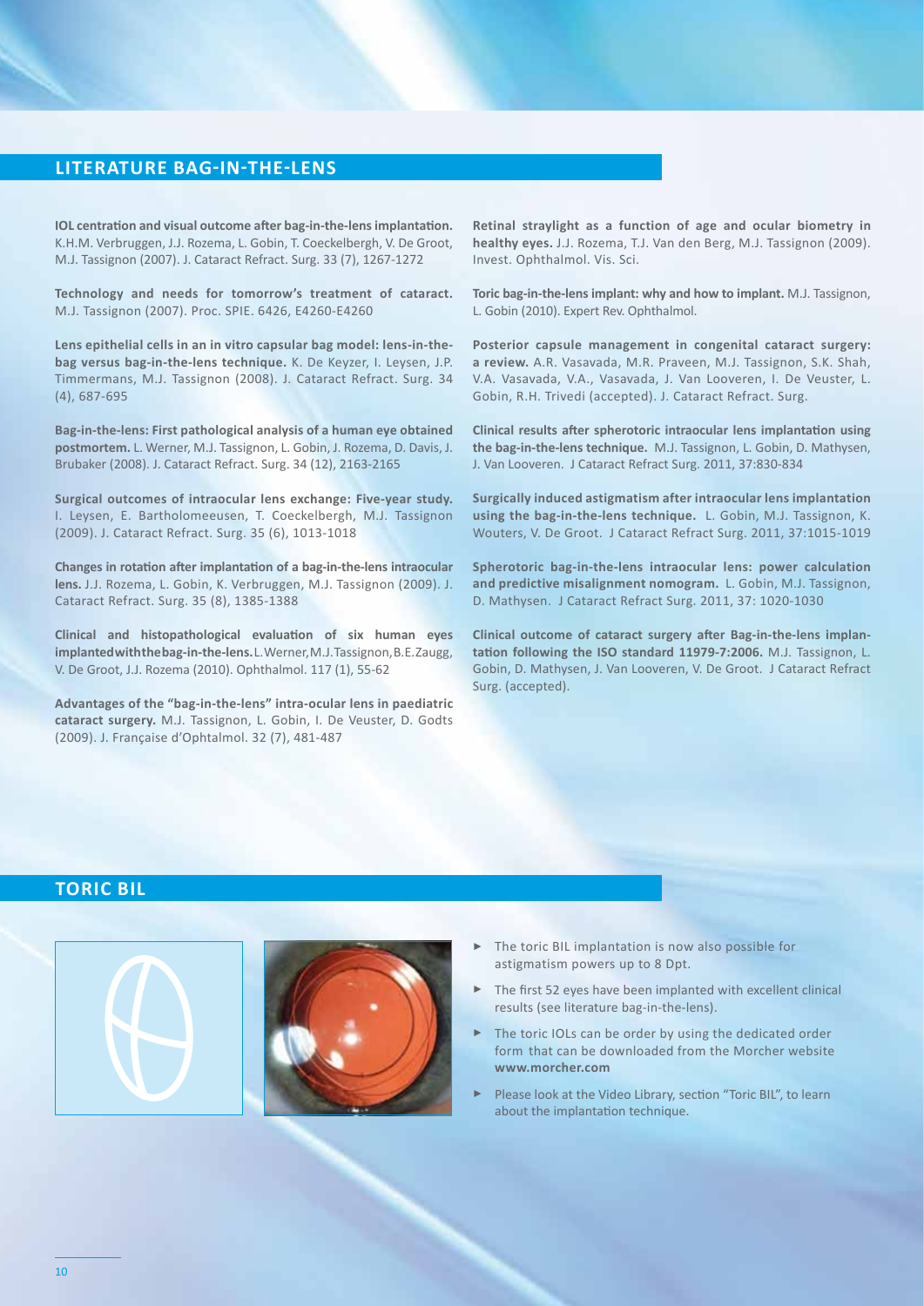## LITERATURE BAG-IN-THE-LENS

**IOL centration and visual outcome after bag-in-the-lens implantation.** K.H.M. Verbruggen, J.J. Rozema, L. Gobin, T. Coeckelbergh, V. De Groot, M.J. Tassignon (2007). J. Cataract Refract. Surg. 33 (7), 1267-1272

**Technology and needs for tomorrow's treatment of cataract.** M.J. Tassignon (2007). Proc. SPIE. 6426, E4260-E4260

**Lens epithelial cells in an in vitro capsular bag model: lens-in-the-bag versus bag-in-the-lens technique.** K. De Keyzer, I. Leysen, J.P. Timmermans, M.J. Tassignon (2008). J. Cataract Refract. Surg. 34 (4), 687-695

**Bag-in-the-lens: First pathological analysis of a human eye obtained postmortem.** L. Werner, M.J. Tassignon, L. Gobin, J. Rozema, D. Davis, J. Brubaker (2008). J. Cataract Refract. Surg. 34 (12), 2163-2165

**Surgical outcomes of intraocular lens exchange: Five-year study.** I. Leysen, E. Bartholomeeusen, T. Coeckelbergh, M.J. Tassignon (2009). J. Cataract Refract. Surg. 35 (6), 1013-1018

**Changes in rotation after implantation of a bag-in-the-lens intraocular lens.** J.J. Rozema, L. Gobin, K. Verbruggen, M.J. Tassignon (2009). J. Cataract Refract. Surg. 35 (8), 1385-1388

**Clinical and histopathological evaluation of six human eyes implanted with the bag-in-the-lens.** L. Werner, M.J. Tassignon, B.E. Zaugg, V. De Groot, J.J. Rozema (2010). Ophthalmol. 117 (1), 55-62

**Advantages of the "bag-in-the-lens" intra-ocular lens in paediatric cataract surgery.** M.J. Tassignon, L. Gobin, I. De Veuster, D. Godts (2009). J. Française d'Ophtalmol. 32 (7), 481-487

**Retinal straylight as a function of age and ocular biometry in healthy eyes.** J.J. Rozema, T.J. Van den Berg, M.J. Tassignon (2009). Invest. Ophthalmol. Vis. Sci.

**Toric bag-in-the-lens implant: why and how to implant.** M.J. Tassignon, L. Gobin (2010). Expert Rev. Ophthalmol.

**Posterior capsule management in congenital cataract surgery: a review.** A.R. Vasavada, M.R. Praveen, M.J. Tassignon, S.K. Shah, V.A. Vasavada, V.A., Vasavada, J. Van Looveren, I. De Veuster, L. Gobin, R.H. Trivedi (accepted). J. Cataract Refract. Surg.

**Clinical results after spherotoric intraocular lens implantation using the bag-in-the-lens technique.** M.J. Tassignon, L. Gobin, D. Mathysen, J. Van Looveren. J Cataract Refract Surg. 2011, 37:830-834

**Surgically induced astigmatism after intraocular lens implantation using the bag-in-the-lens technique.** L. Gobin, M.J. Tassignon, K. Wouters, V. De Groot. J Cataract Refract Surg. 2011, 37:1015-1019

**Spherotoric bag-in-the-lens intraocular lens: power calculation and predictive misalignment nomogram.** L. Gobin, M.J. Tassignon, D. Mathysen. J Cataract Refract Surg. 2011, 37: 1020-1030

**Clinical outcome of cataract surgery after Bag-in-the-lens implantation following the ISO standard 11979-7:2006.** M.J. Tassignon, L. Gobin, D. Mathysen, J. Van Looveren, V. De Groot. J Cataract Refract Surg. (accepted).

## TORIC BIL

- The toric BIL implantation is now also possible for astigmatism powers up to 8 Dpt.
- The first 52 eyes have been implanted with excellent clinical results (see literature bag-in-the-lens).
- The toric IOLs can be order by using the dedicated order form that can be downloaded from the Morcher website **www.morcher.com**
- Please look at the Video Library, section "Toric BIL", to learn about the implantation technique.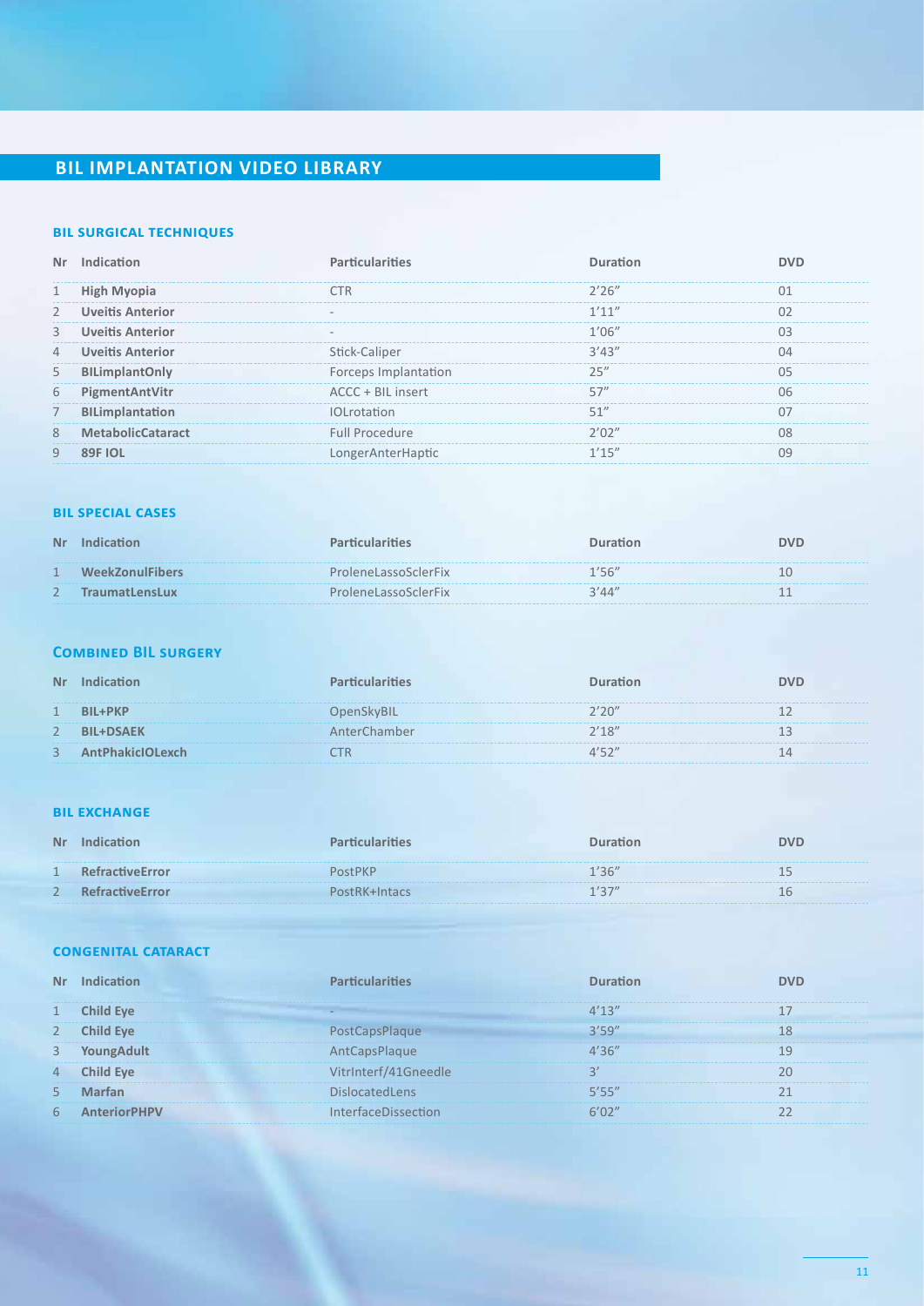# BIL IMPLANTATION VIDEO LIBRARY

## BIL SURGICAL TECHNIQUES

| Nr | Indication | Particularities | Duration | DVD |
| --- | --- | --- | --- | --- |
| 1 | **High Myopia** | CTR | 2’26” | 01 |
| 2 | **Uveitis Anterior** | - | 1’11” | 02 |
| 3 | **Uveitis Anterior** | - | 1’06” | 03 |
| 4 | **Uveitis Anterior** | Stick-Caliper | 3’43” | 04 |
| 5 | **BILimplantOnly** | Forceps Implantation | 25” | 05 |
| 6 | **PigmentAntVitr** | ACCC + BIL insert | 57” | 06 |
| 7 | **BILimplantation** | IOLrotation | 51” | 07 |
| 8 | **MetabolicCataract** | Full Procedure | 2’02” | 08 |
| 9 | **89F IOL** | LongerAnterHaptic | 1’15” | 09 |

## BIL SPECIAL CASES

| Nr | Indication | Particularities | Duration | DVD |
| --- | --- | --- | --- | --- |
| 1 | **WeekZonulFibers** | ProleneLassoSclerFix | 1’56” | 10 |
| 2 | **TraumatLensLux** | ProleneLassoSclerFix | 3’44” | 11 |

## COMBINED BIL SURGERY

| Nr | Indication | Particularities | Duration | DVD |
| --- | --- | --- | --- | --- |
| 1 | **BIL+PKP** | OpenSkyBIL | 2’20” | 12 |
| 2 | **BIL+DSAEK** | AnterChamber | 2’18” | 13 |
| 3 | **AntPhakicIOLexch** | CTR | 4’52” | 14 |

## BIL EXCHANGE

| Nr | Indication | Particularities | Duration | DVD |
| --- | --- | --- | --- | --- |
| 1 | **RefractiveError** | PostPKP | 1’36” | 15 |
| 2 | **RefractiveError** | PostRK+Intacs | 1’37” | 16 |

## CONGENITAL CATARACT

| Nr | Indication | Particularities | Duration | DVD |
| --- | --- | --- | --- | --- |
| 1 | **Child Eye** | - | 4’13” | 17 |
| 2 | **Child Eye** | PostCapsPlaque | 3’59” | 18 |
| 3 | **YoungAdult** | AntCapsPlaque | 4’36” | 19 |
| 4 | **Child Eye** | VitrInterf/41Gneedle | 3’ | 20 |
| 5 | **Marfan** | DislocatedLens | 5’55” | 21 |
| 6 | **AnteriorPHPV** | InterfaceDissection | 6’02” | 22 |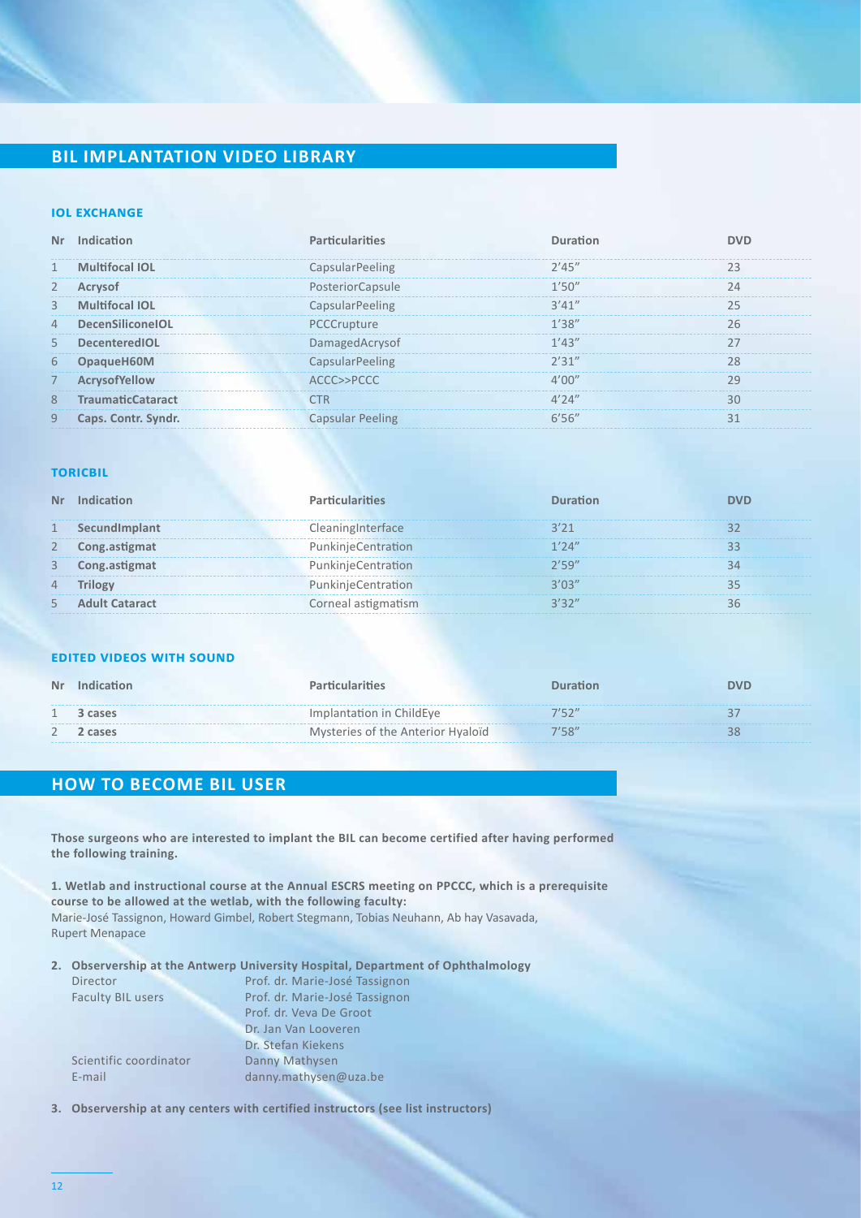## BIL IMPLANTATION VIDEO LIBRARY

### IOL EXCHANGE

| Nr | Indication | Particularities | Duration | DVD |
|---|---|---|---|---|
| 1 | **Multifocal IOL** | CapsularPeeling | 2'45" | 23 |
| 2 | **Acrysof** | PosteriorCapsule | 1'50" | 24 |
| 3 | **Multifocal IOL** | CapsularPeeling | 3'41" | 25 |
| 4 | **DecenSiliconeIOL** | PCCCrupture | 1'38" | 26 |
| 5 | **DecenteredIOL** | DamagedAcrysof | 1'43" | 27 |
| 6 | **OpaqueH60M** | CapsularPeeling | 2'31" | 28 |
| 7 | **AcrysofYellow** | ACCC>>PCCC | 4'00" | 29 |
| 8 | **TraumaticCataract** | CTR | 4'24" | 30 |
| 9 | **Caps. Contr. Syndr.** | Capsular Peeling | 6'56" | 31 |

### TORICBIL

| Nr | Indication | Particularities | Duration | DVD |
|---|---|---|---|---|
| 1 | **SecundImplant** | CleaningInterface | 3'21 | 32 |
| 2 | **Cong.astigmat** | PunkinjeCentration | 1'24" | 33 |
| 3 | **Cong.astigmat** | PunkinjeCentration | 2'59" | 34 |
| 4 | **Trilogy** | PunkinjeCentration | 3'03" | 35 |
| 5 | **Adult Cataract** | Corneal astigmatism | 3'32" | 36 |

### EDITED VIDEOS WITH SOUND

| Nr | Indication | Particularities | Duration | DVD |
|---|---|---|---|---|
| 1 | **3 cases** | Implantation in ChildEye | 7'52" | 37 |
| 2 | **2 cases** | Mysteries of the Anterior Hyaloïd | 7'58" | 38 |

## HOW TO BECOME BIL USER

**Those surgeons who are interested to implant the BIL can become certified after having performed the following training.**

**1. Wetlab and instructional course at the Annual ESCRS meeting on PPCCC, which is a prerequisite course to be allowed at the wetlab, with the following faculty:**
Marie-José Tassignon, Howard Gimbel, Robert Stegmann, Tobias Neuhann, Ab hay Vasavada, Rupert Menapace

**2. Observership at the Antwerp University Hospital, Department of Ophthalmology**

| | |
|---|---|
| Director | Prof. dr. Marie-José Tassignon |
| Faculty BIL users | Prof. dr. Marie-José Tassignon |
| | Prof. dr. Veva De Groot |
| | Dr. Jan Van Looveren |
| | Dr. Stefan Kiekens |
| Scientific coordinator | Danny Mathysen |
| E-mail | danny.mathysen@uza.be |

**3. Observership at any centers with certified instructors (see list instructors)**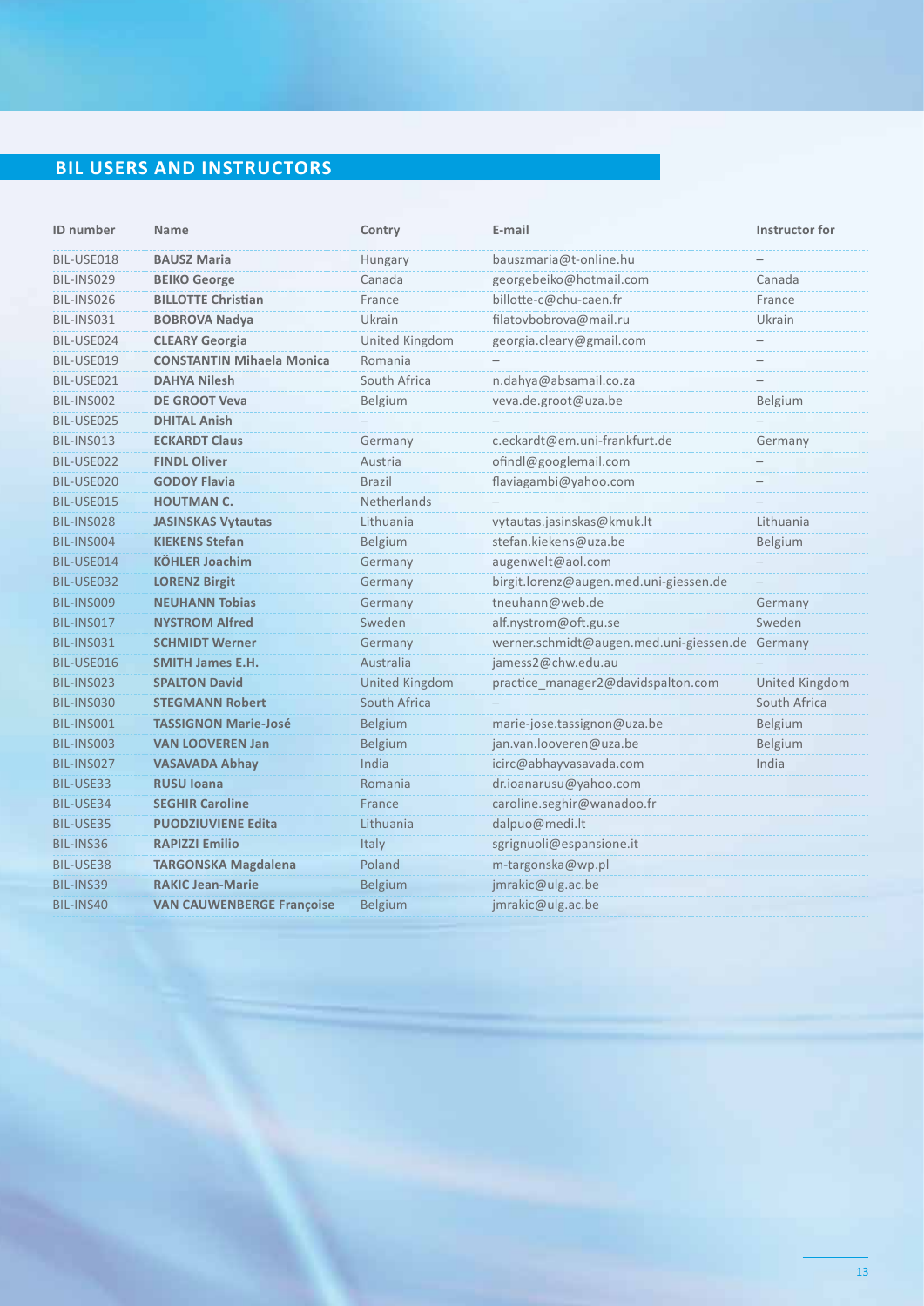## BIL USERS AND INSTRUCTORS

| ID number | Name | Contry | E-mail | Instructor for |
|---|---|---|---|---|
| BIL-USE018 | **BAUSZ Maria** | Hungary | bauszmaria@t-online.hu | – |
| BIL-INS029 | **BEIKO George** | Canada | georgebeiko@hotmail.com | Canada |
| BIL-INS026 | **BILLOTTE Christian** | France | billotte-c@chu-caen.fr | France |
| BIL-INS031 | **BOBROVA Nadya** | Ukrain | filatovbobrova@mail.ru | Ukrain |
| BIL-USE024 | **CLEARY Georgia** | United Kingdom | georgia.cleary@gmail.com | – |
| BIL-USE019 | **CONSTANTIN Mihaela Monica** | Romania | – | – |
| BIL-USE021 | **DAHYA Nilesh** | South Africa | n.dahya@absamail.co.za | – |
| BIL-INS002 | **DE GROOT Veva** | Belgium | veva.de.groot@uza.be | Belgium |
| BIL-USE025 | **DHITAL Anish** | – | – | – |
| BIL-INS013 | **ECKARDT Claus** | Germany | c.eckardt@em.uni-frankfurt.de | Germany |
| BIL-USE022 | **FINDL Oliver** | Austria | ofindl@googlemail.com | – |
| BIL-USE020 | **GODOY Flavia** | Brazil | flaviagambi@yahoo.com | – |
| BIL-USE015 | **HOUTMAN C.** | Netherlands | – | – |
| BIL-INS028 | **JASINSKAS Vytautas** | Lithuania | vytautas.jasinskas@kmuk.lt | Lithuania |
| BIL-INS004 | **KIEKENS Stefan** | Belgium | stefan.kiekens@uza.be | Belgium |
| BIL-USE014 | **KÖHLER Joachim** | Germany | augenwelt@aol.com | – |
| BIL-USE032 | **LORENZ Birgit** | Germany | birgit.lorenz@augen.med.uni-giessen.de | – |
| BIL-INS009 | **NEUHANN Tobias** | Germany | tneuhann@web.de | Germany |
| BIL-INS017 | **NYSTROM Alfred** | Sweden | alf.nystrom@oft.gu.se | Sweden |
| BIL-INS031 | **SCHMIDT Werner** | Germany | werner.schmidt@augen.med.uni-giessen.de | Germany |
| BIL-USE016 | **SMITH James E.H.** | Australia | jamess2@chw.edu.au | – |
| BIL-INS023 | **SPALTON David** | United Kingdom | practice_manager2@davidspalton.com | United Kingdom |
| BIL-INS030 | **STEGMANN Robert** | South Africa | – | South Africa |
| BIL-INS001 | **TASSIGNON Marie-José** | Belgium | marie-jose.tassignon@uza.be | Belgium |
| BIL-INS003 | **VAN LOOVEREN Jan** | Belgium | jan.van.looveren@uza.be | Belgium |
| BIL-INS027 | **VASAVADA Abhay** | India | icirc@abhayvasavada.com | India |
| BIL-USE33 | **RUSU Ioana** | Romania | dr.ioanarusu@yahoo.com | |
| BIL-USE34 | **SEGHIR Caroline** | France | caroline.seghir@wanadoo.fr | |
| BIL-USE35 | **PUODZIUVIENE Edita** | Lithuania | dalpuo@medi.lt | |
| BIL-INS36 | **RAPIZZI Emilio** | Italy | sgrignuoli@espansione.it | |
| BIL-USE38 | **TARGONSKA Magdalena** | Poland | m-targonska@wp.pl | |
| BIL-INS39 | **RAKIC Jean-Marie** | Belgium | jmrakic@ulg.ac.be | |
| BIL-INS40 | **VAN CAUWENBERGE Françoise** | Belgium | jmrakic@ulg.ac.be | |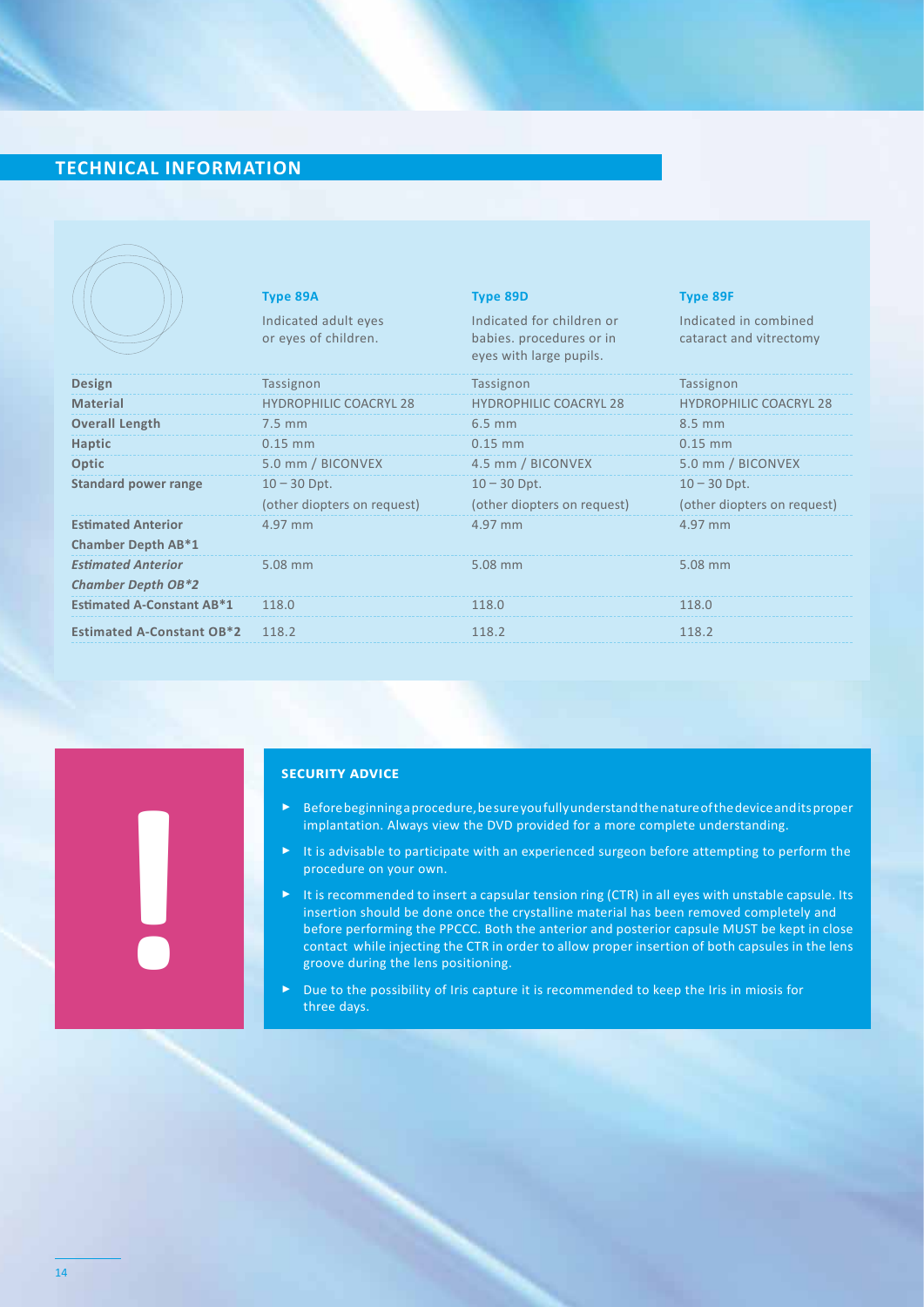## TECHNICAL INFORMATION

| | Type 89A | Type 89D | Type 89F |
|---|---|---|---|
| | Indicated adult eyes or eyes of children. | Indicated for children or babies. procedures or in eyes with large pupils. | Indicated in combined cataract and vitrectomy |
| **Design** | Tassignon | Tassignon | Tassignon |
| **Material** | HYDROPHILIC COACRYL 28 | HYDROPHILIC COACRYL 28 | HYDROPHILIC COACRYL 28 |
| **Overall Length** | 7.5 mm | 6.5 mm | 8.5 mm |
| **Haptic** | 0.15 mm | 0.15 mm | 0.15 mm |
| **Optic** | 5.0 mm / BICONVEX | 4.5 mm / BICONVEX | 5.0 mm / BICONVEX |
| **Standard power range** | 10 – 30 Dpt. (other diopters on request) | 10 – 30 Dpt. (other diopters on request) | 10 – 30 Dpt. (other diopters on request) |
| **Estimated Anterior Chamber Depth AB*1** | 4.97 mm | 4.97 mm | 4.97 mm |
| ***Estimated Anterior Chamber Depth OB*2*** | 5.08 mm | 5.08 mm | 5.08 mm |
| **Estimated A-Constant AB*1** | 118.0 | 118.0 | 118.0 |
| **Estimated A-Constant OB*2** | 118.2 | 118.2 | 118.2 |

!

### SECURITY ADVICE

- Before beginning a procedure, be sure you fully understand the nature of the device and its proper implantation. Always view the DVD provided for a more complete understanding.
- It is advisable to participate with an experienced surgeon before attempting to perform the procedure on your own.
- It is recommended to insert a capsular tension ring (CTR) in all eyes with unstable capsule. Its insertion should be done once the crystalline material has been removed completely and before performing the PPCCC. Both the anterior and posterior capsule MUST be kept in close contact while injecting the CTR in order to allow proper insertion of both capsules in the lens groove during the lens positioning.
- Due to the possibility of Iris capture it is recommended to keep the Iris in miosis for three days.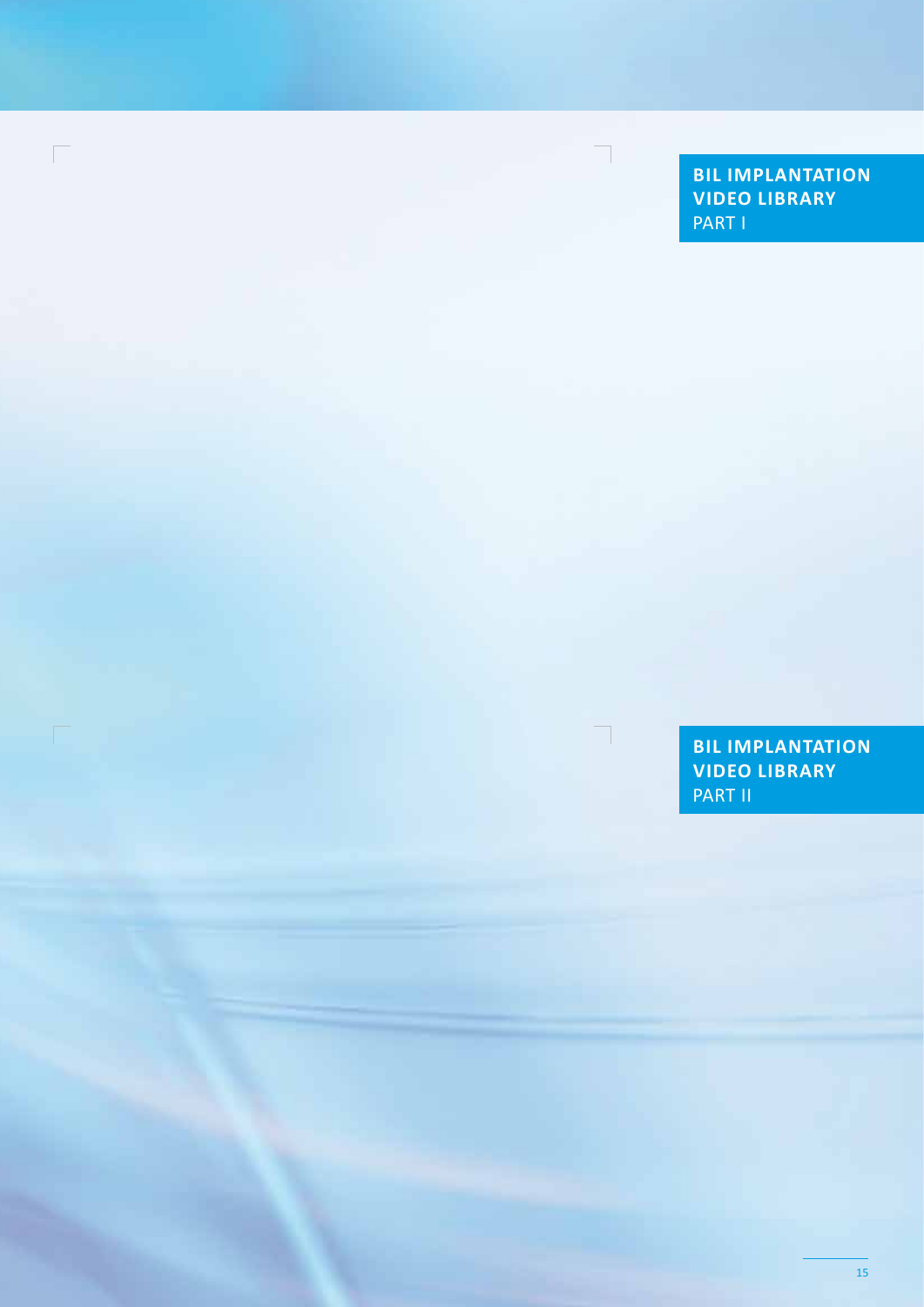**BIL IMPLANTATION VIDEO LIBRARY**
PART I

**BIL IMPLANTATION VIDEO LIBRARY**
PART II